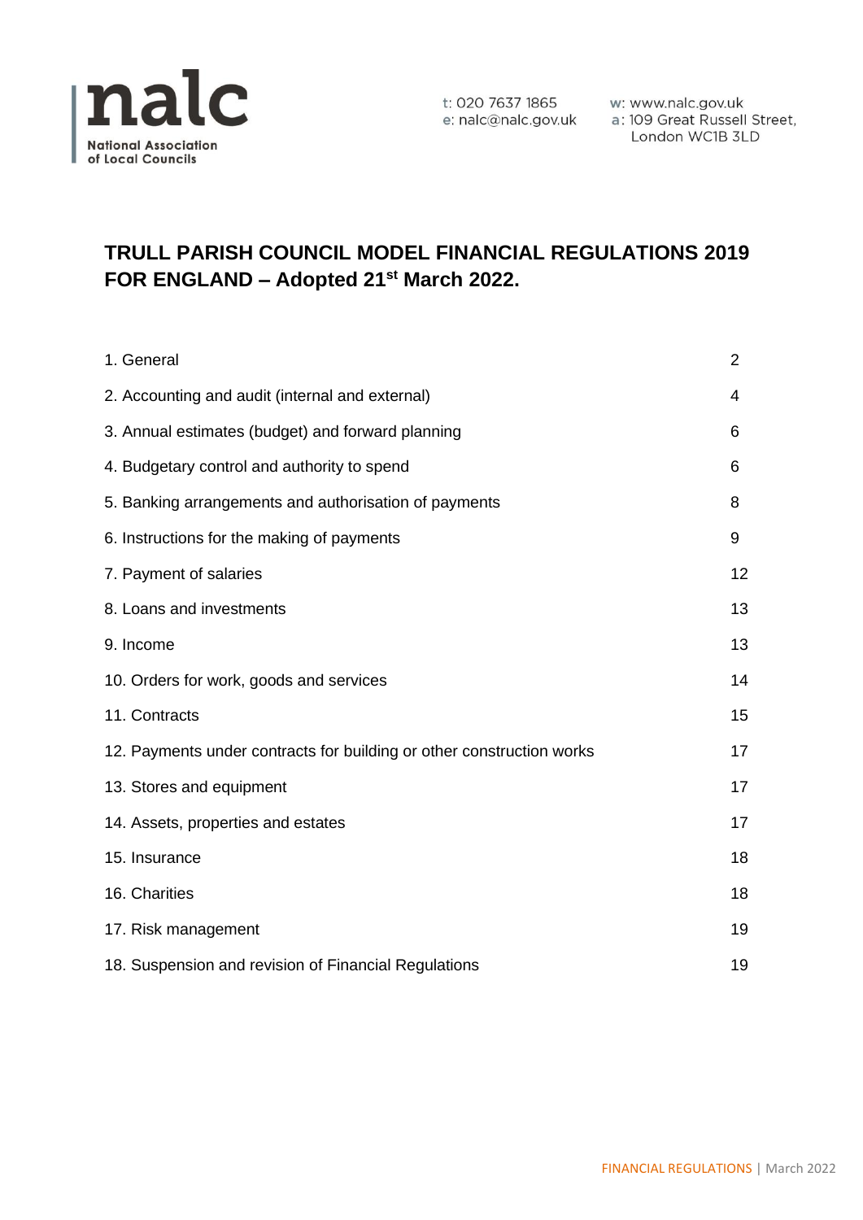nalc

National Association of Local Councils

t: 020 7637 1865
e: nalc@nalc.gov.uk

w: www.nalc.gov.uk
a: 109 Great Russell Street, London WC1B 3LD

# TRULL PARISH COUNCIL MODEL FINANCIAL REGULATIONS 2019 FOR ENGLAND – Adopted 21st March 2022.

| | |
|---|---|
| 1. General | 2 |
| 2. Accounting and audit (internal and external) | 4 |
| 3. Annual estimates (budget) and forward planning | 6 |
| 4. Budgetary control and authority to spend | 6 |
| 5. Banking arrangements and authorisation of payments | 8 |
| 6. Instructions for the making of payments | 9 |
| 7. Payment of salaries | 12 |
| 8. Loans and investments | 13 |
| 9. Income | 13 |
| 10. Orders for work, goods and services | 14 |
| 11. Contracts | 15 |
| 12. Payments under contracts for building or other construction works | 17 |
| 13. Stores and equipment | 17 |
| 14. Assets, properties and estates | 17 |
| 15. Insurance | 18 |
| 16. Charities | 18 |
| 17. Risk management | 19 |
| 18. Suspension and revision of Financial Regulations | 19 |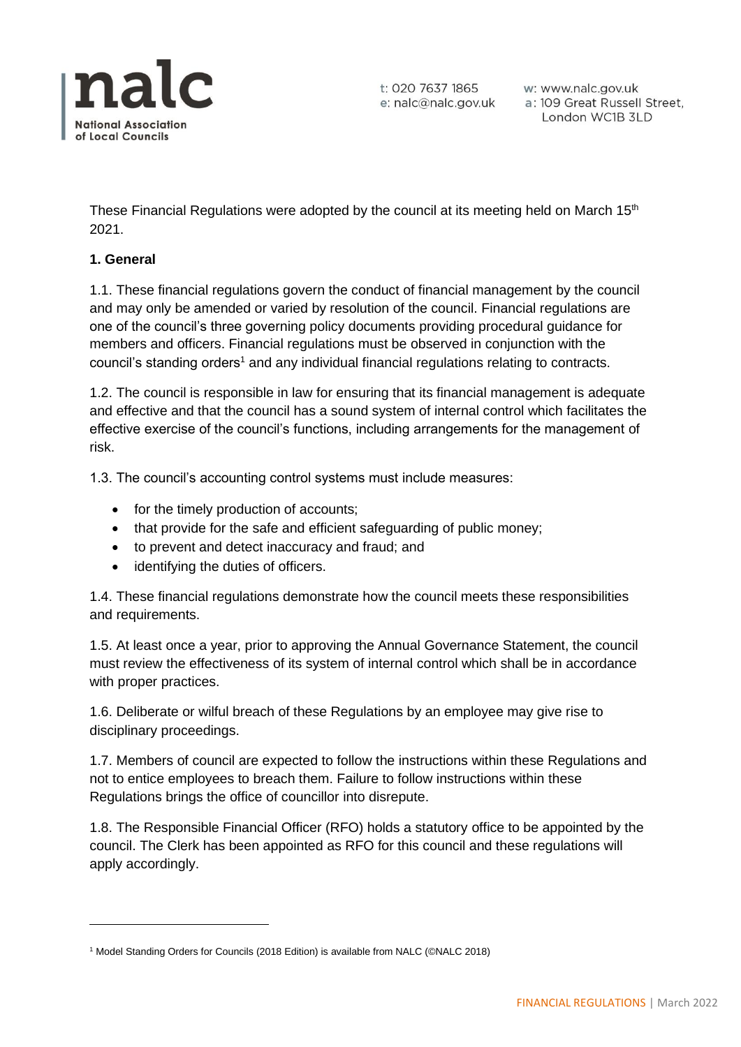These Financial Regulations were adopted by the council at its meeting held on March 15th 2021.

**1. General**

1.1. These financial regulations govern the conduct of financial management by the council and may only be amended or varied by resolution of the council. Financial regulations are one of the council's three governing policy documents providing procedural guidance for members and officers. Financial regulations must be observed in conjunction with the council's standing orders[1] and any individual financial regulations relating to contracts.

1.2. The council is responsible in law for ensuring that its financial management is adequate and effective and that the council has a sound system of internal control which facilitates the effective exercise of the council's functions, including arrangements for the management of risk.

1.3. The council's accounting control systems must include measures:

- for the timely production of accounts;
- that provide for the safe and efficient safeguarding of public money;
- to prevent and detect inaccuracy and fraud; and
- identifying the duties of officers.

1.4. These financial regulations demonstrate how the council meets these responsibilities and requirements.

1.5. At least once a year, prior to approving the Annual Governance Statement, the council must review the effectiveness of its system of internal control which shall be in accordance with proper practices.

1.6. Deliberate or wilful breach of these Regulations by an employee may give rise to disciplinary proceedings.

1.7. Members of council are expected to follow the instructions within these Regulations and not to entice employees to breach them. Failure to follow instructions within these Regulations brings the office of councillor into disrepute.

1.8. The Responsible Financial Officer (RFO) holds a statutory office to be appointed by the council. The Clerk has been appointed as RFO for this council and these regulations will apply accordingly.

[1] Model Standing Orders for Councils (2018 Edition) is available from NALC (©NALC 2018)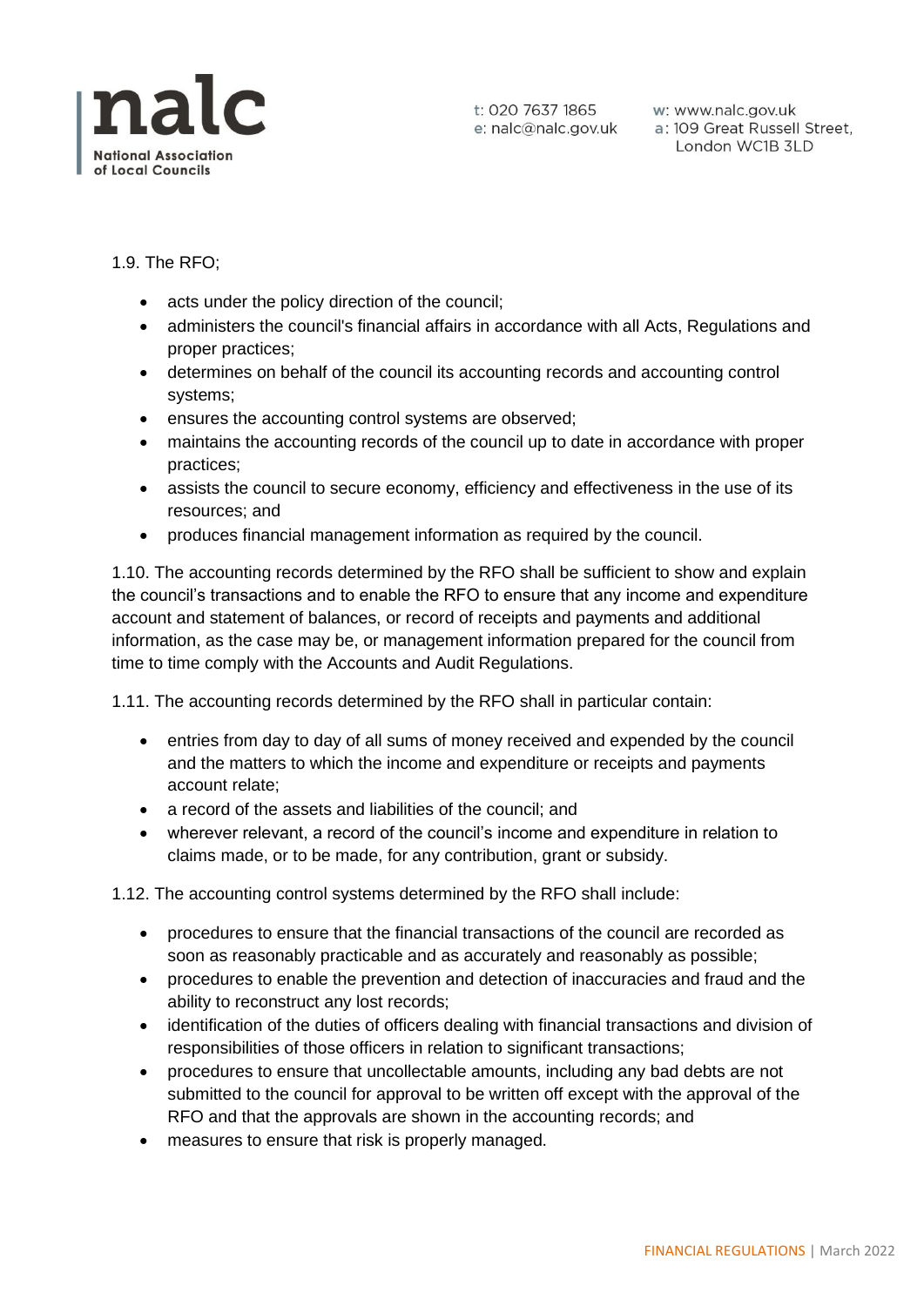1.9. The RFO;

- acts under the policy direction of the council;
- administers the council's financial affairs in accordance with all Acts, Regulations and proper practices;
- determines on behalf of the council its accounting records and accounting control systems;
- ensures the accounting control systems are observed;
- maintains the accounting records of the council up to date in accordance with proper practices;
- assists the council to secure economy, efficiency and effectiveness in the use of its resources; and
- produces financial management information as required by the council.

1.10. The accounting records determined by the RFO shall be sufficient to show and explain the council's transactions and to enable the RFO to ensure that any income and expenditure account and statement of balances, or record of receipts and payments and additional information, as the case may be, or management information prepared for the council from time to time comply with the Accounts and Audit Regulations.

1.11. The accounting records determined by the RFO shall in particular contain:

- entries from day to day of all sums of money received and expended by the council and the matters to which the income and expenditure or receipts and payments account relate;
- a record of the assets and liabilities of the council; and
- wherever relevant, a record of the council's income and expenditure in relation to claims made, or to be made, for any contribution, grant or subsidy.

1.12. The accounting control systems determined by the RFO shall include:

- procedures to ensure that the financial transactions of the council are recorded as soon as reasonably practicable and as accurately and reasonably as possible;
- procedures to enable the prevention and detection of inaccuracies and fraud and the ability to reconstruct any lost records;
- identification of the duties of officers dealing with financial transactions and division of responsibilities of those officers in relation to significant transactions;
- procedures to ensure that uncollectable amounts, including any bad debts are not submitted to the council for approval to be written off except with the approval of the RFO and that the approvals are shown in the accounting records; and
- measures to ensure that risk is properly managed.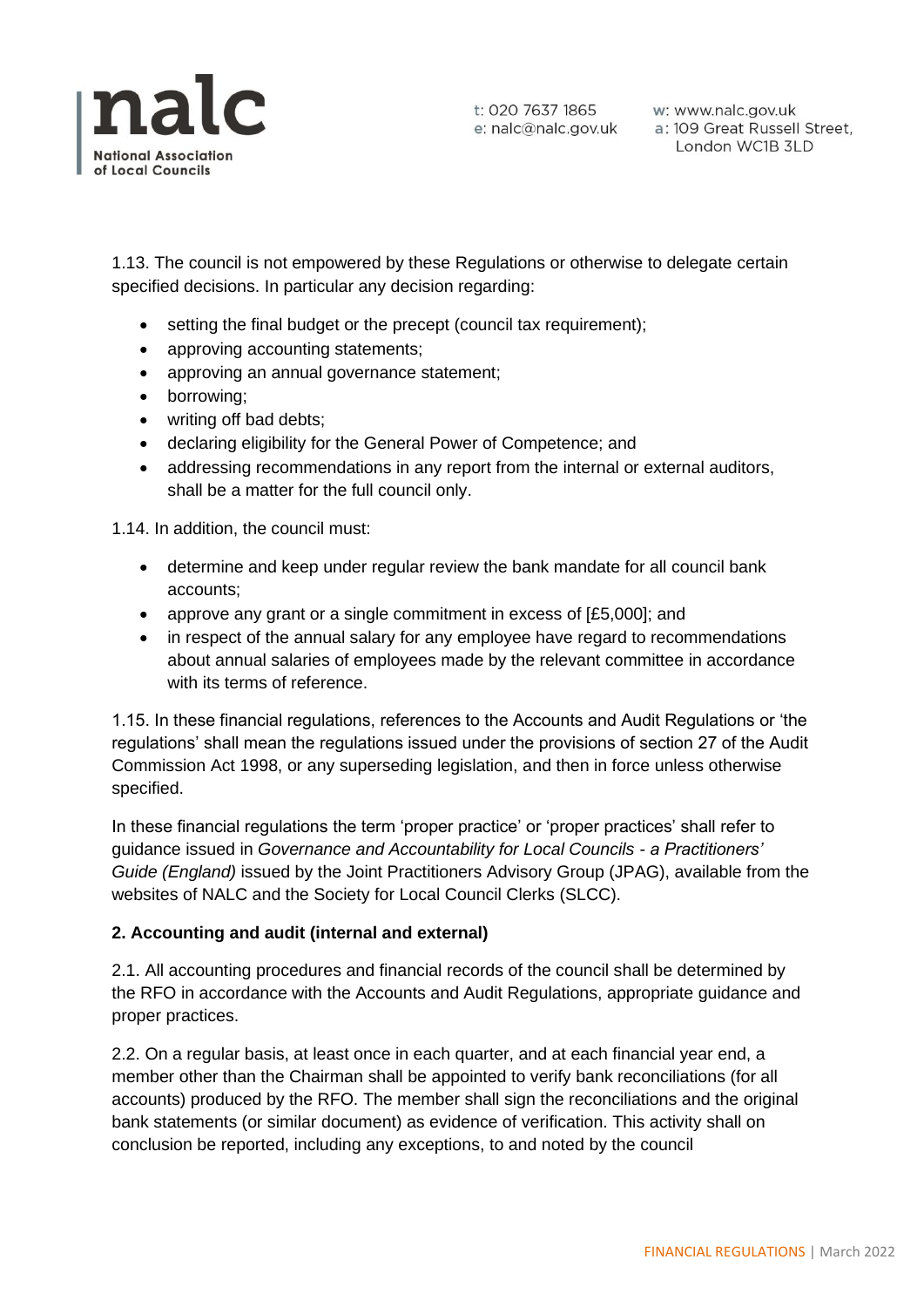1.13. The council is not empowered by these Regulations or otherwise to delegate certain specified decisions. In particular any decision regarding:

- setting the final budget or the precept (council tax requirement);
- approving accounting statements;
- approving an annual governance statement;
- borrowing;
- writing off bad debts;
- declaring eligibility for the General Power of Competence; and
- addressing recommendations in any report from the internal or external auditors, shall be a matter for the full council only.

1.14. In addition, the council must:

- determine and keep under regular review the bank mandate for all council bank accounts;
- approve any grant or a single commitment in excess of [£5,000]; and
- in respect of the annual salary for any employee have regard to recommendations about annual salaries of employees made by the relevant committee in accordance with its terms of reference.

1.15. In these financial regulations, references to the Accounts and Audit Regulations or 'the regulations' shall mean the regulations issued under the provisions of section 27 of the Audit Commission Act 1998, or any superseding legislation, and then in force unless otherwise specified.

In these financial regulations the term 'proper practice' or 'proper practices' shall refer to guidance issued in *Governance and Accountability for Local Councils - a Practitioners' Guide (England)* issued by the Joint Practitioners Advisory Group (JPAG), available from the websites of NALC and the Society for Local Council Clerks (SLCC).

**2. Accounting and audit (internal and external)**

2.1. All accounting procedures and financial records of the council shall be determined by the RFO in accordance with the Accounts and Audit Regulations, appropriate guidance and proper practices.

2.2. On a regular basis, at least once in each quarter, and at each financial year end, a member other than the Chairman shall be appointed to verify bank reconciliations (for all accounts) produced by the RFO. The member shall sign the reconciliations and the original bank statements (or similar document) as evidence of verification. This activity shall on conclusion be reported, including any exceptions, to and noted by the council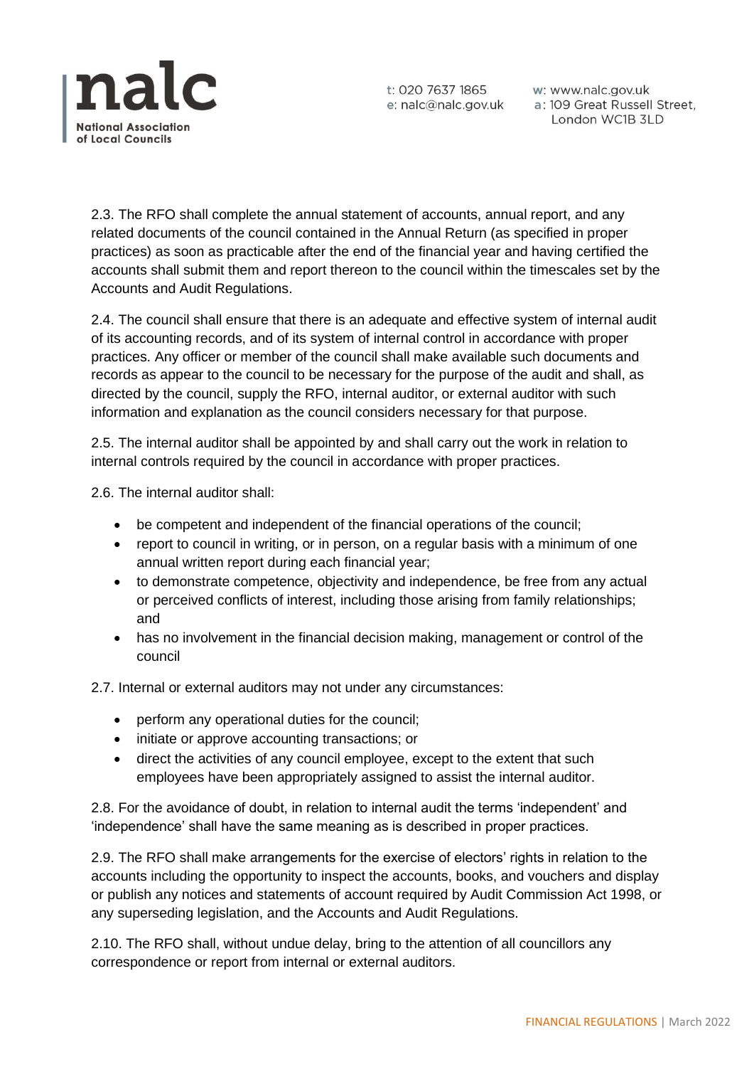2.3. The RFO shall complete the annual statement of accounts, annual report, and any related documents of the council contained in the Annual Return (as specified in proper practices) as soon as practicable after the end of the financial year and having certified the accounts shall submit them and report thereon to the council within the timescales set by the Accounts and Audit Regulations.

2.4. The council shall ensure that there is an adequate and effective system of internal audit of its accounting records, and of its system of internal control in accordance with proper practices. Any officer or member of the council shall make available such documents and records as appear to the council to be necessary for the purpose of the audit and shall, as directed by the council, supply the RFO, internal auditor, or external auditor with such information and explanation as the council considers necessary for that purpose.

2.5. The internal auditor shall be appointed by and shall carry out the work in relation to internal controls required by the council in accordance with proper practices.

2.6. The internal auditor shall:

- be competent and independent of the financial operations of the council;
- report to council in writing, or in person, on a regular basis with a minimum of one annual written report during each financial year;
- to demonstrate competence, objectivity and independence, be free from any actual or perceived conflicts of interest, including those arising from family relationships; and
- has no involvement in the financial decision making, management or control of the council

2.7. Internal or external auditors may not under any circumstances:

- perform any operational duties for the council;
- initiate or approve accounting transactions; or
- direct the activities of any council employee, except to the extent that such employees have been appropriately assigned to assist the internal auditor.

2.8. For the avoidance of doubt, in relation to internal audit the terms 'independent' and 'independence' shall have the same meaning as is described in proper practices.

2.9. The RFO shall make arrangements for the exercise of electors' rights in relation to the accounts including the opportunity to inspect the accounts, books, and vouchers and display or publish any notices and statements of account required by Audit Commission Act 1998, or any superseding legislation, and the Accounts and Audit Regulations.

2.10. The RFO shall, without undue delay, bring to the attention of all councillors any correspondence or report from internal or external auditors.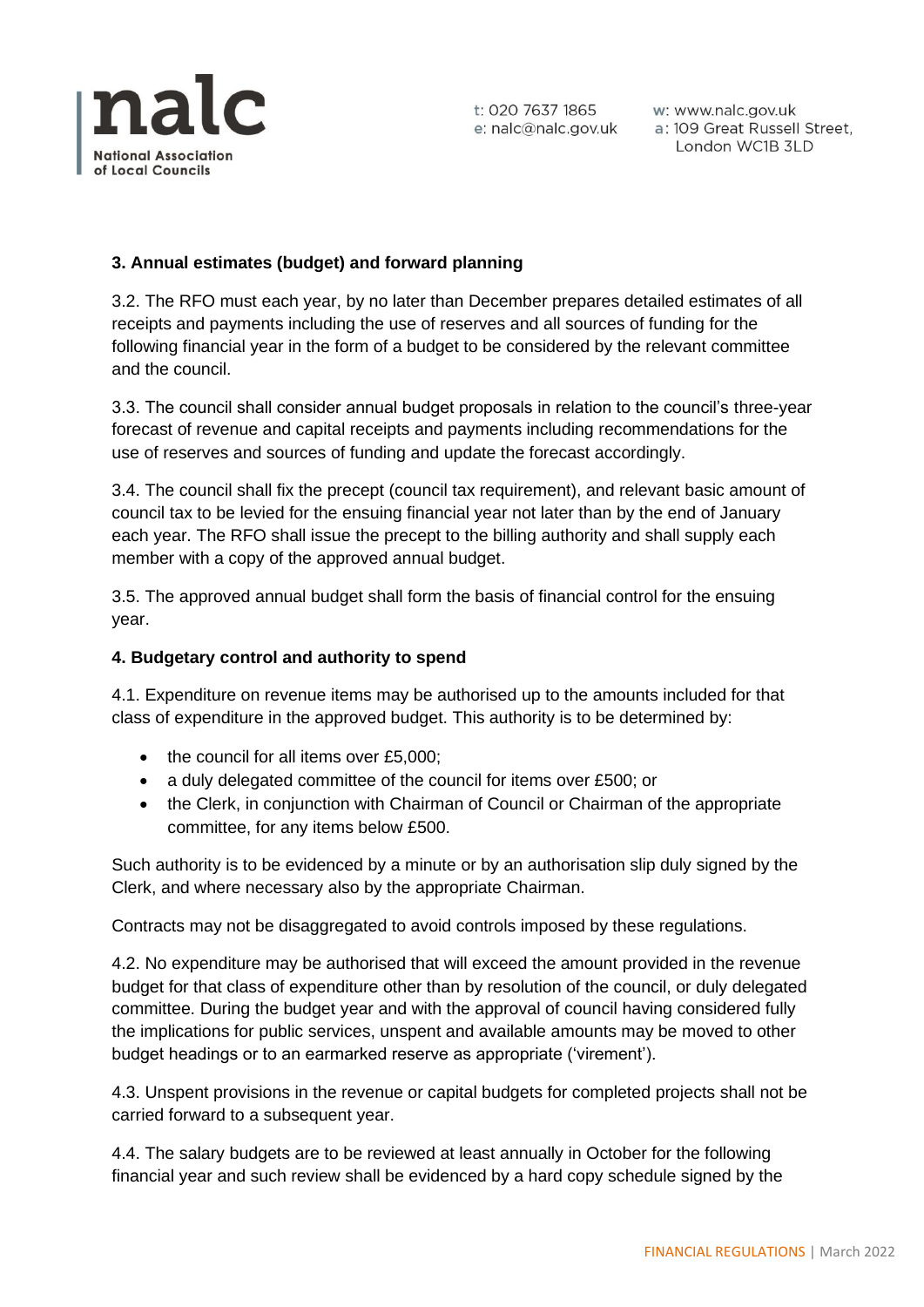### 3. Annual estimates (budget) and forward planning

3.2. The RFO must each year, by no later than December prepares detailed estimates of all receipts and payments including the use of reserves and all sources of funding for the following financial year in the form of a budget to be considered by the relevant committee and the council.

3.3. The council shall consider annual budget proposals in relation to the council's three-year forecast of revenue and capital receipts and payments including recommendations for the use of reserves and sources of funding and update the forecast accordingly.

3.4. The council shall fix the precept (council tax requirement), and relevant basic amount of council tax to be levied for the ensuing financial year not later than by the end of January each year. The RFO shall issue the precept to the billing authority and shall supply each member with a copy of the approved annual budget.

3.5. The approved annual budget shall form the basis of financial control for the ensuing year.

### 4. Budgetary control and authority to spend

4.1. Expenditure on revenue items may be authorised up to the amounts included for that class of expenditure in the approved budget. This authority is to be determined by:

- the council for all items over £5,000;
- a duly delegated committee of the council for items over £500; or
- the Clerk, in conjunction with Chairman of Council or Chairman of the appropriate committee, for any items below £500.

Such authority is to be evidenced by a minute or by an authorisation slip duly signed by the Clerk, and where necessary also by the appropriate Chairman.

Contracts may not be disaggregated to avoid controls imposed by these regulations.

4.2. No expenditure may be authorised that will exceed the amount provided in the revenue budget for that class of expenditure other than by resolution of the council, or duly delegated committee. During the budget year and with the approval of council having considered fully the implications for public services, unspent and available amounts may be moved to other budget headings or to an earmarked reserve as appropriate ('virement').

4.3. Unspent provisions in the revenue or capital budgets for completed projects shall not be carried forward to a subsequent year.

4.4. The salary budgets are to be reviewed at least annually in October for the following financial year and such review shall be evidenced by a hard copy schedule signed by the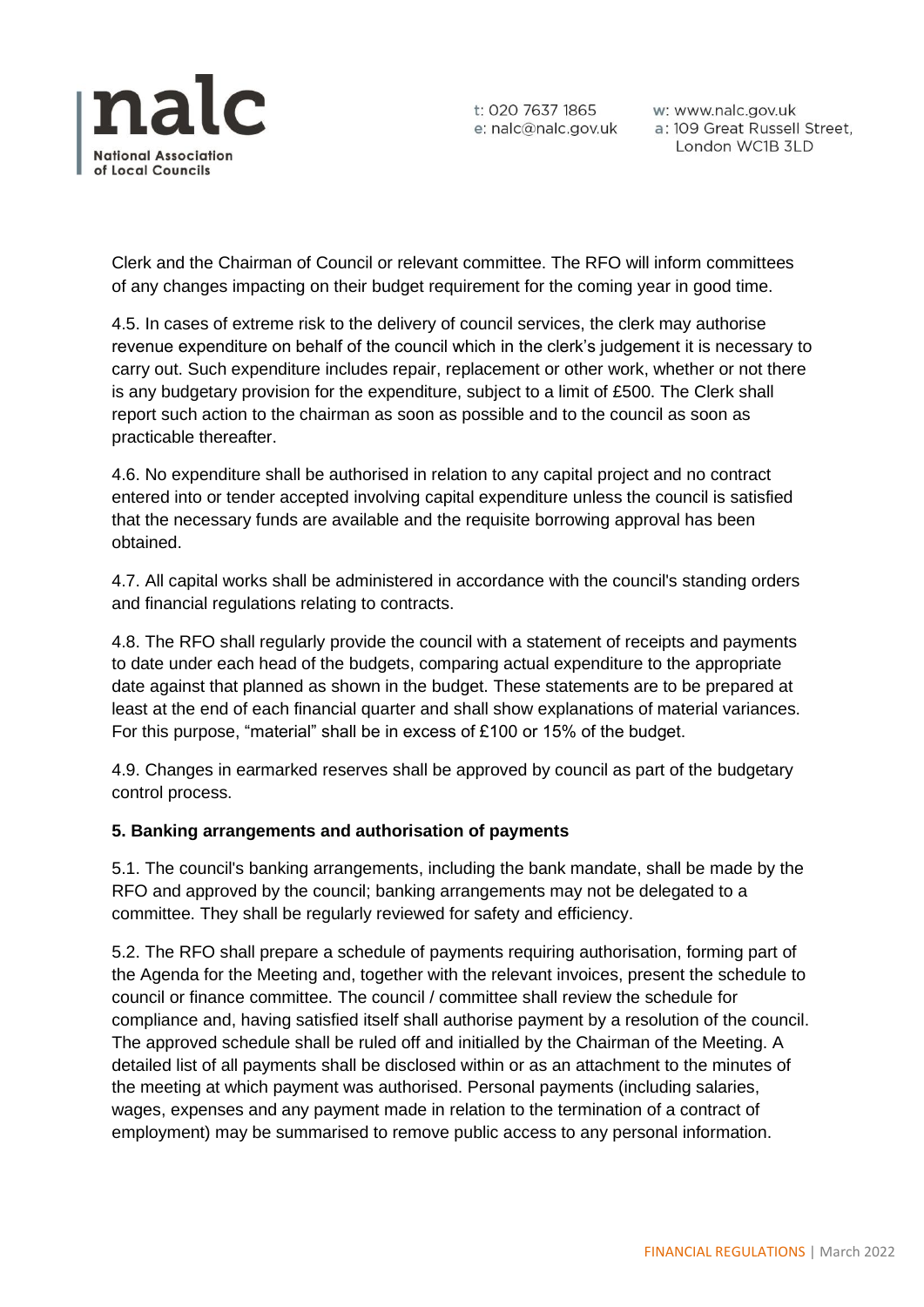Clerk and the Chairman of Council or relevant committee. The RFO will inform committees of any changes impacting on their budget requirement for the coming year in good time.

4.5. In cases of extreme risk to the delivery of council services, the clerk may authorise revenue expenditure on behalf of the council which in the clerk's judgement it is necessary to carry out. Such expenditure includes repair, replacement or other work, whether or not there is any budgetary provision for the expenditure, subject to a limit of £500. The Clerk shall report such action to the chairman as soon as possible and to the council as soon as practicable thereafter.

4.6. No expenditure shall be authorised in relation to any capital project and no contract entered into or tender accepted involving capital expenditure unless the council is satisfied that the necessary funds are available and the requisite borrowing approval has been obtained.

4.7. All capital works shall be administered in accordance with the council's standing orders and financial regulations relating to contracts.

4.8. The RFO shall regularly provide the council with a statement of receipts and payments to date under each head of the budgets, comparing actual expenditure to the appropriate date against that planned as shown in the budget. These statements are to be prepared at least at the end of each financial quarter and shall show explanations of material variances. For this purpose, "material" shall be in excess of £100 or 15% of the budget.

4.9. Changes in earmarked reserves shall be approved by council as part of the budgetary control process.

**5. Banking arrangements and authorisation of payments**

5.1. The council's banking arrangements, including the bank mandate, shall be made by the RFO and approved by the council; banking arrangements may not be delegated to a committee. They shall be regularly reviewed for safety and efficiency.

5.2. The RFO shall prepare a schedule of payments requiring authorisation, forming part of the Agenda for the Meeting and, together with the relevant invoices, present the schedule to council or finance committee. The council / committee shall review the schedule for compliance and, having satisfied itself shall authorise payment by a resolution of the council. The approved schedule shall be ruled off and initialled by the Chairman of the Meeting. A detailed list of all payments shall be disclosed within or as an attachment to the minutes of the meeting at which payment was authorised. Personal payments (including salaries, wages, expenses and any payment made in relation to the termination of a contract of employment) may be summarised to remove public access to any personal information.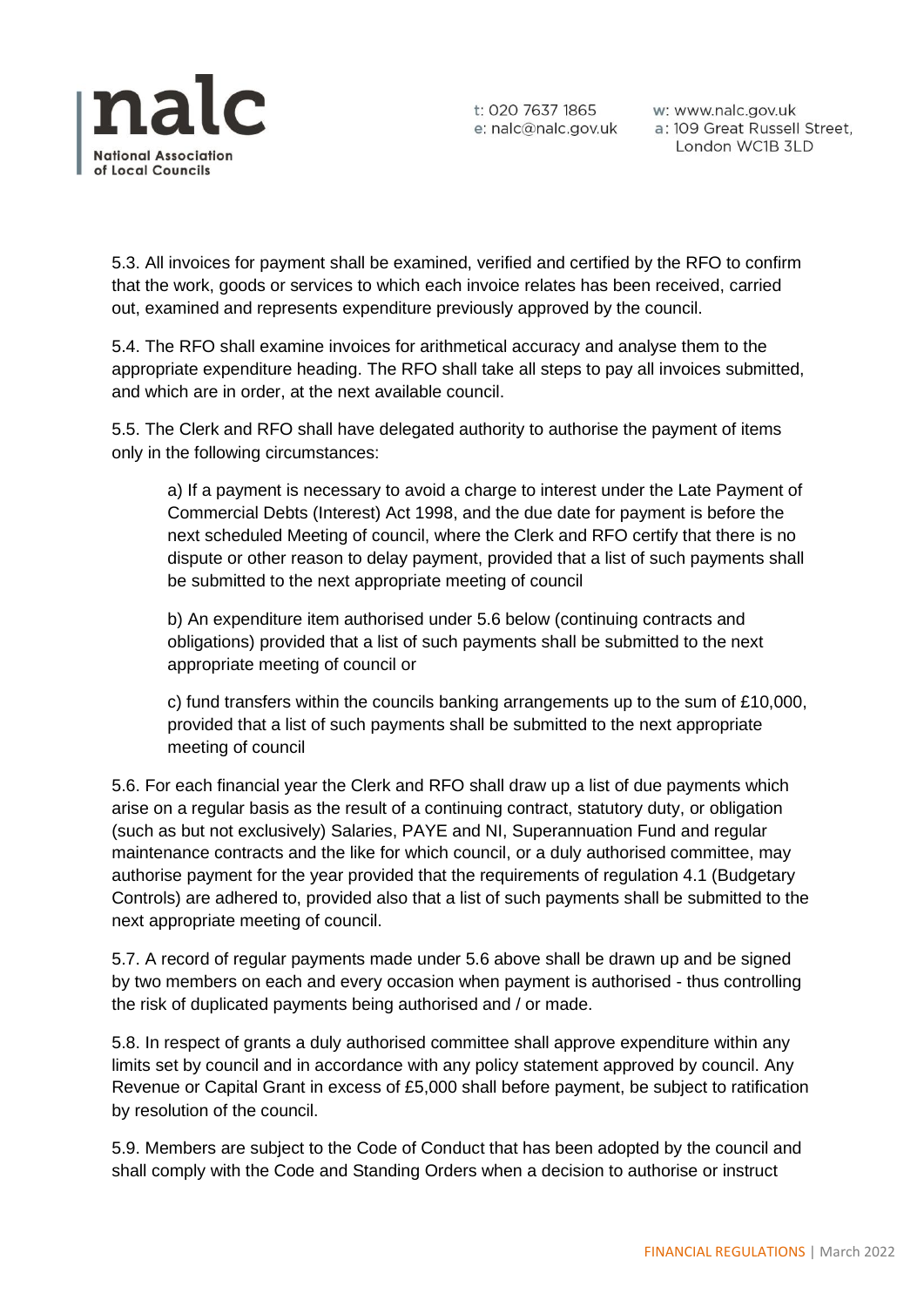5.3. All invoices for payment shall be examined, verified and certified by the RFO to confirm that the work, goods or services to which each invoice relates has been received, carried out, examined and represents expenditure previously approved by the council.

5.4. The RFO shall examine invoices for arithmetical accuracy and analyse them to the appropriate expenditure heading. The RFO shall take all steps to pay all invoices submitted, and which are in order, at the next available council.

5.5. The Clerk and RFO shall have delegated authority to authorise the payment of items only in the following circumstances:

> a) If a payment is necessary to avoid a charge to interest under the Late Payment of Commercial Debts (Interest) Act 1998, and the due date for payment is before the next scheduled Meeting of council, where the Clerk and RFO certify that there is no dispute or other reason to delay payment, provided that a list of such payments shall be submitted to the next appropriate meeting of council
>
> b) An expenditure item authorised under 5.6 below (continuing contracts and obligations) provided that a list of such payments shall be submitted to the next appropriate meeting of council or
>
> c) fund transfers within the councils banking arrangements up to the sum of £10,000, provided that a list of such payments shall be submitted to the next appropriate meeting of council

5.6. For each financial year the Clerk and RFO shall draw up a list of due payments which arise on a regular basis as the result of a continuing contract, statutory duty, or obligation (such as but not exclusively) Salaries, PAYE and NI, Superannuation Fund and regular maintenance contracts and the like for which council, or a duly authorised committee, may authorise payment for the year provided that the requirements of regulation 4.1 (Budgetary Controls) are adhered to, provided also that a list of such payments shall be submitted to the next appropriate meeting of council.

5.7. A record of regular payments made under 5.6 above shall be drawn up and be signed by two members on each and every occasion when payment is authorised - thus controlling the risk of duplicated payments being authorised and / or made.

5.8. In respect of grants a duly authorised committee shall approve expenditure within any limits set by council and in accordance with any policy statement approved by council. Any Revenue or Capital Grant in excess of £5,000 shall before payment, be subject to ratification by resolution of the council.

5.9. Members are subject to the Code of Conduct that has been adopted by the council and shall comply with the Code and Standing Orders when a decision to authorise or instruct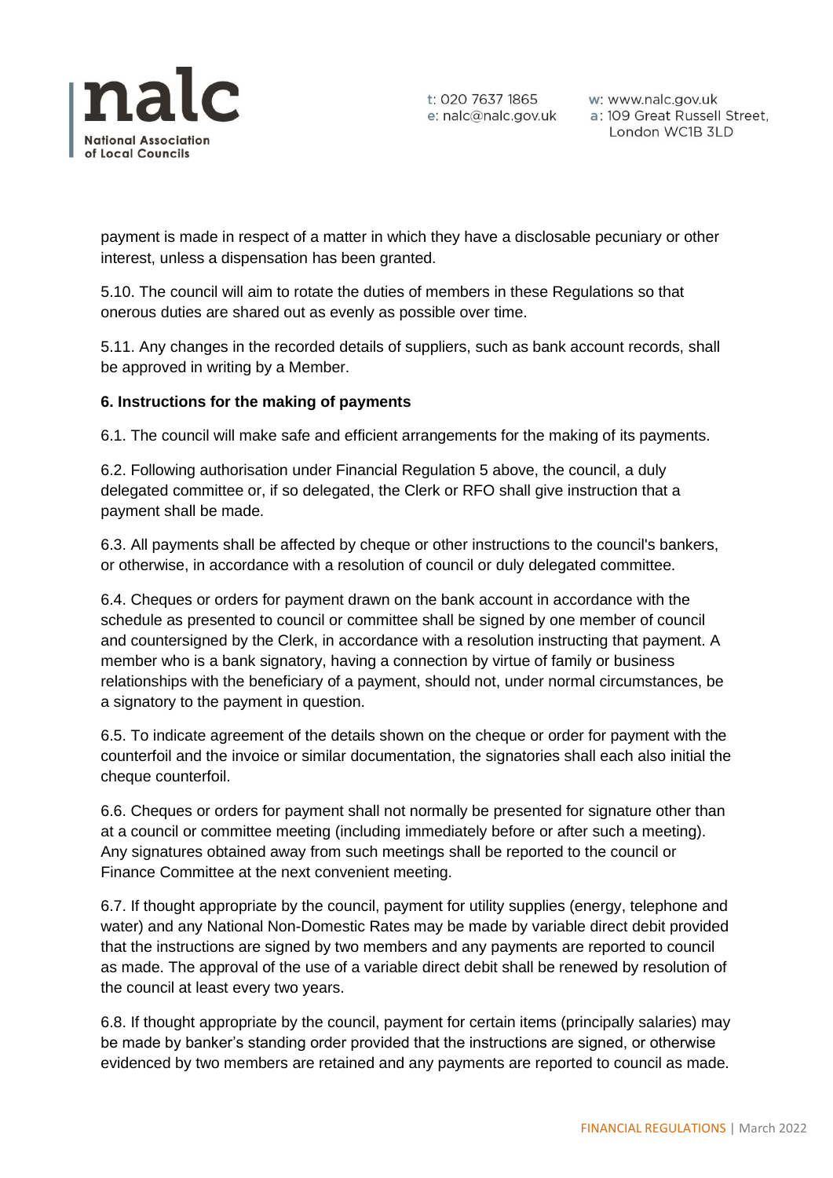payment is made in respect of a matter in which they have a disclosable pecuniary or other interest, unless a dispensation has been granted.

5.10. The council will aim to rotate the duties of members in these Regulations so that onerous duties are shared out as evenly as possible over time.

5.11. Any changes in the recorded details of suppliers, such as bank account records, shall be approved in writing by a Member.

**6. Instructions for the making of payments**

6.1. The council will make safe and efficient arrangements for the making of its payments.

6.2. Following authorisation under Financial Regulation 5 above, the council, a duly delegated committee or, if so delegated, the Clerk or RFO shall give instruction that a payment shall be made.

6.3. All payments shall be affected by cheque or other instructions to the council's bankers, or otherwise, in accordance with a resolution of council or duly delegated committee.

6.4. Cheques or orders for payment drawn on the bank account in accordance with the schedule as presented to council or committee shall be signed by one member of council and countersigned by the Clerk, in accordance with a resolution instructing that payment. A member who is a bank signatory, having a connection by virtue of family or business relationships with the beneficiary of a payment, should not, under normal circumstances, be a signatory to the payment in question.

6.5. To indicate agreement of the details shown on the cheque or order for payment with the counterfoil and the invoice or similar documentation, the signatories shall each also initial the cheque counterfoil.

6.6. Cheques or orders for payment shall not normally be presented for signature other than at a council or committee meeting (including immediately before or after such a meeting). Any signatures obtained away from such meetings shall be reported to the council or Finance Committee at the next convenient meeting.

6.7. If thought appropriate by the council, payment for utility supplies (energy, telephone and water) and any National Non-Domestic Rates may be made by variable direct debit provided that the instructions are signed by two members and any payments are reported to council as made. The approval of the use of a variable direct debit shall be renewed by resolution of the council at least every two years.

6.8. If thought appropriate by the council, payment for certain items (principally salaries) may be made by banker's standing order provided that the instructions are signed, or otherwise evidenced by two members are retained and any payments are reported to council as made.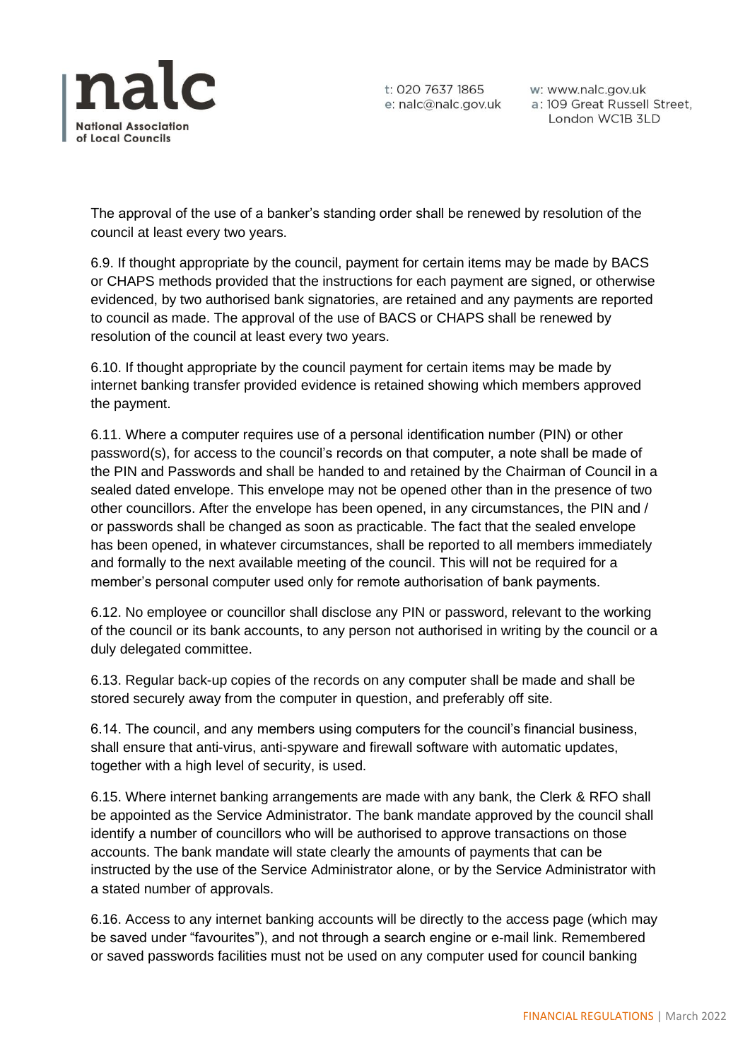The approval of the use of a banker's standing order shall be renewed by resolution of the council at least every two years.

6.9. If thought appropriate by the council, payment for certain items may be made by BACS or CHAPS methods provided that the instructions for each payment are signed, or otherwise evidenced, by two authorised bank signatories, are retained and any payments are reported to council as made. The approval of the use of BACS or CHAPS shall be renewed by resolution of the council at least every two years.

6.10. If thought appropriate by the council payment for certain items may be made by internet banking transfer provided evidence is retained showing which members approved the payment.

6.11. Where a computer requires use of a personal identification number (PIN) or other password(s), for access to the council's records on that computer, a note shall be made of the PIN and Passwords and shall be handed to and retained by the Chairman of Council in a sealed dated envelope. This envelope may not be opened other than in the presence of two other councillors. After the envelope has been opened, in any circumstances, the PIN and / or passwords shall be changed as soon as practicable. The fact that the sealed envelope has been opened, in whatever circumstances, shall be reported to all members immediately and formally to the next available meeting of the council. This will not be required for a member's personal computer used only for remote authorisation of bank payments.

6.12. No employee or councillor shall disclose any PIN or password, relevant to the working of the council or its bank accounts, to any person not authorised in writing by the council or a duly delegated committee.

6.13. Regular back-up copies of the records on any computer shall be made and shall be stored securely away from the computer in question, and preferably off site.

6.14. The council, and any members using computers for the council's financial business, shall ensure that anti-virus, anti-spyware and firewall software with automatic updates, together with a high level of security, is used.

6.15. Where internet banking arrangements are made with any bank, the Clerk & RFO shall be appointed as the Service Administrator. The bank mandate approved by the council shall identify a number of councillors who will be authorised to approve transactions on those accounts. The bank mandate will state clearly the amounts of payments that can be instructed by the use of the Service Administrator alone, or by the Service Administrator with a stated number of approvals.

6.16. Access to any internet banking accounts will be directly to the access page (which may be saved under "favourites"), and not through a search engine or e-mail link. Remembered or saved passwords facilities must not be used on any computer used for council banking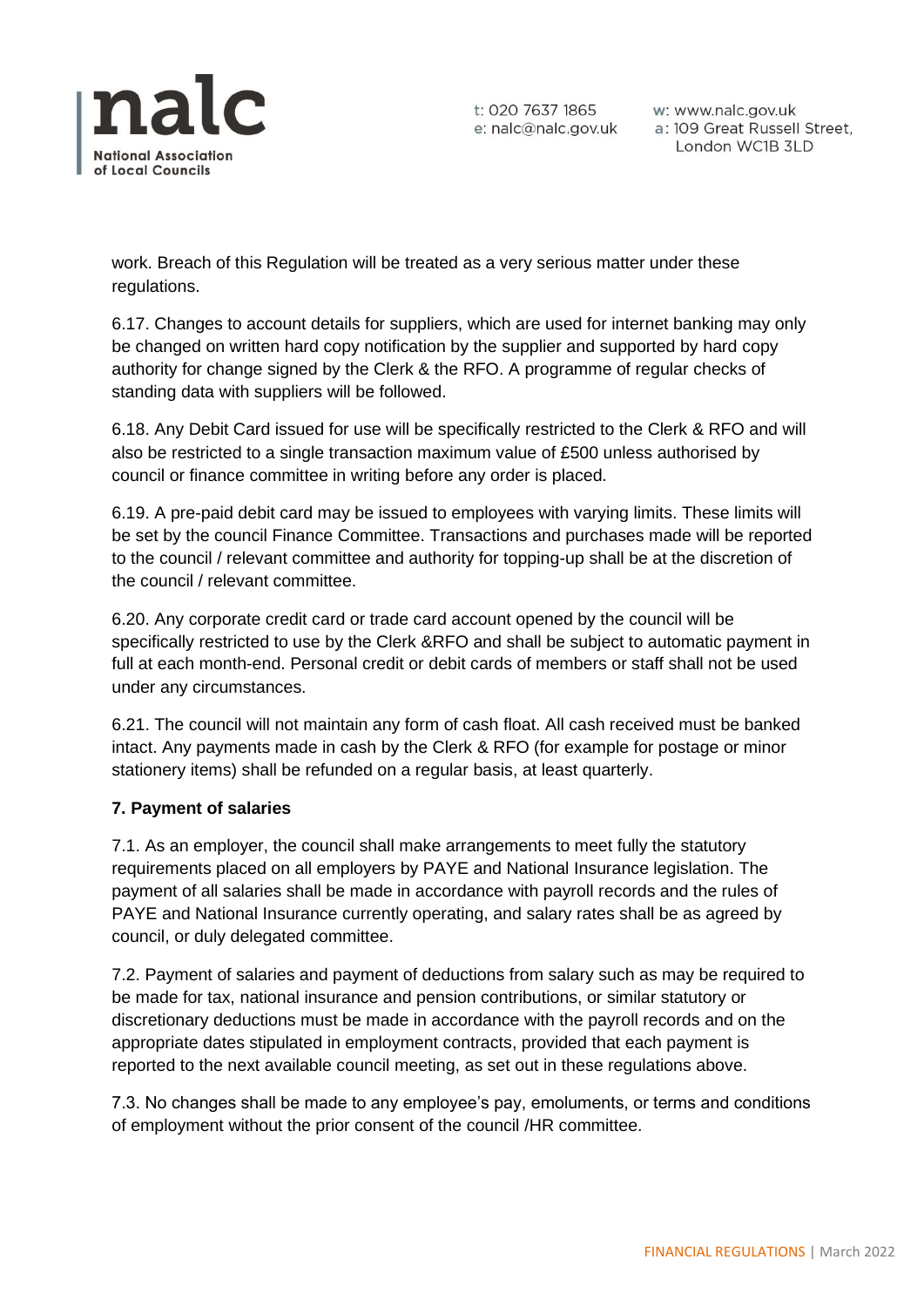work. Breach of this Regulation will be treated as a very serious matter under these regulations.

6.17. Changes to account details for suppliers, which are used for internet banking may only be changed on written hard copy notification by the supplier and supported by hard copy authority for change signed by the Clerk & the RFO. A programme of regular checks of standing data with suppliers will be followed.

6.18. Any Debit Card issued for use will be specifically restricted to the Clerk & RFO and will also be restricted to a single transaction maximum value of £500 unless authorised by council or finance committee in writing before any order is placed.

6.19. A pre-paid debit card may be issued to employees with varying limits. These limits will be set by the council Finance Committee. Transactions and purchases made will be reported to the council / relevant committee and authority for topping-up shall be at the discretion of the council / relevant committee.

6.20. Any corporate credit card or trade card account opened by the council will be specifically restricted to use by the Clerk &RFO and shall be subject to automatic payment in full at each month-end. Personal credit or debit cards of members or staff shall not be used under any circumstances.

6.21. The council will not maintain any form of cash float. All cash received must be banked intact. Any payments made in cash by the Clerk & RFO (for example for postage or minor stationery items) shall be refunded on a regular basis, at least quarterly.

**7. Payment of salaries**

7.1. As an employer, the council shall make arrangements to meet fully the statutory requirements placed on all employers by PAYE and National Insurance legislation. The payment of all salaries shall be made in accordance with payroll records and the rules of PAYE and National Insurance currently operating, and salary rates shall be as agreed by council, or duly delegated committee.

7.2. Payment of salaries and payment of deductions from salary such as may be required to be made for tax, national insurance and pension contributions, or similar statutory or discretionary deductions must be made in accordance with the payroll records and on the appropriate dates stipulated in employment contracts, provided that each payment is reported to the next available council meeting, as set out in these regulations above.

7.3. No changes shall be made to any employee's pay, emoluments, or terms and conditions of employment without the prior consent of the council /HR committee.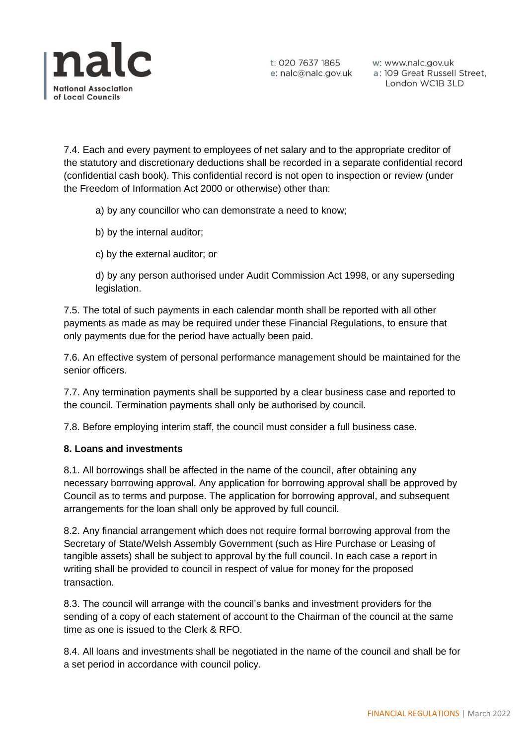7.4. Each and every payment to employees of net salary and to the appropriate creditor of the statutory and discretionary deductions shall be recorded in a separate confidential record (confidential cash book). This confidential record is not open to inspection or review (under the Freedom of Information Act 2000 or otherwise) other than:

a) by any councillor who can demonstrate a need to know;

b) by the internal auditor;

c) by the external auditor; or

d) by any person authorised under Audit Commission Act 1998, or any superseding legislation.

7.5. The total of such payments in each calendar month shall be reported with all other payments as made as may be required under these Financial Regulations, to ensure that only payments due for the period have actually been paid.

7.6. An effective system of personal performance management should be maintained for the senior officers.

7.7. Any termination payments shall be supported by a clear business case and reported to the council. Termination payments shall only be authorised by council.

7.8. Before employing interim staff, the council must consider a full business case.

**8. Loans and investments**

8.1. All borrowings shall be affected in the name of the council, after obtaining any necessary borrowing approval. Any application for borrowing approval shall be approved by Council as to terms and purpose. The application for borrowing approval, and subsequent arrangements for the loan shall only be approved by full council.

8.2. Any financial arrangement which does not require formal borrowing approval from the Secretary of State/Welsh Assembly Government (such as Hire Purchase or Leasing of tangible assets) shall be subject to approval by the full council. In each case a report in writing shall be provided to council in respect of value for money for the proposed transaction.

8.3. The council will arrange with the council's banks and investment providers for the sending of a copy of each statement of account to the Chairman of the council at the same time as one is issued to the Clerk & RFO.

8.4. All loans and investments shall be negotiated in the name of the council and shall be for a set period in accordance with council policy.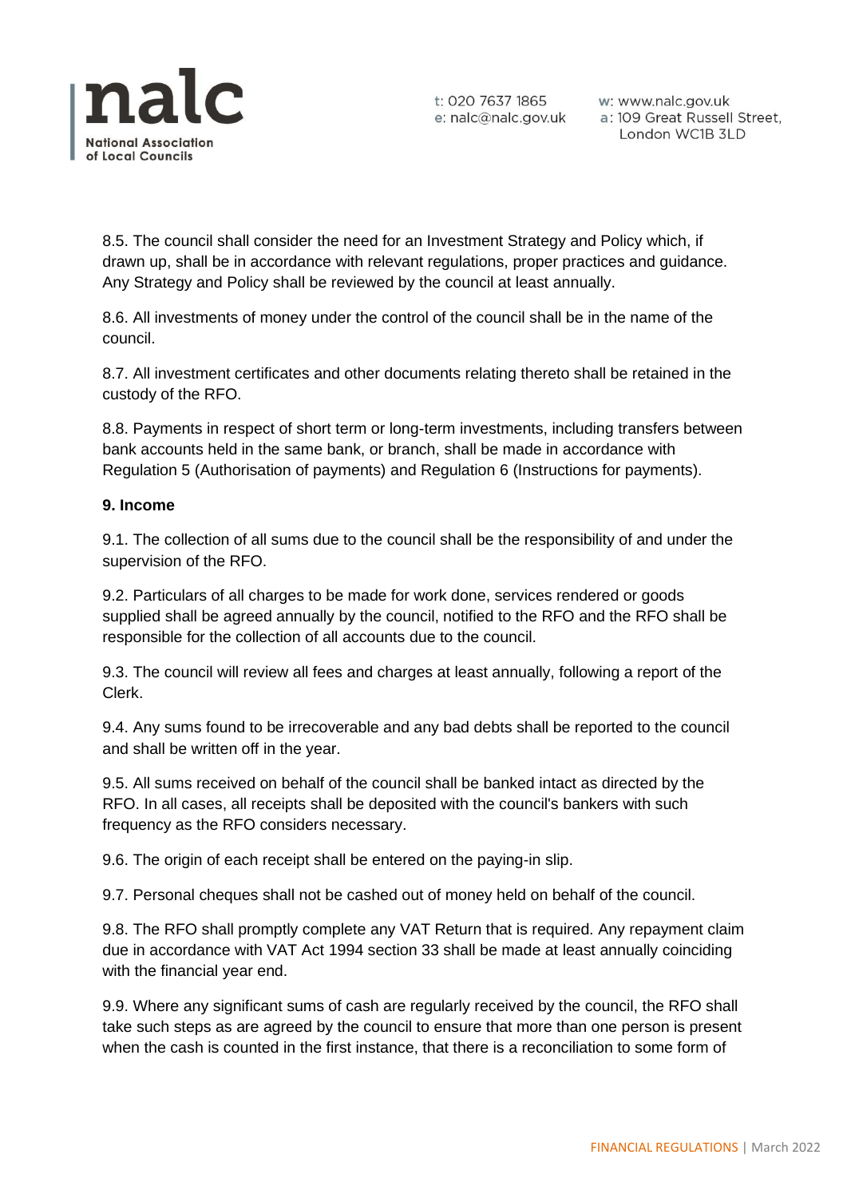8.5. The council shall consider the need for an Investment Strategy and Policy which, if drawn up, shall be in accordance with relevant regulations, proper practices and guidance. Any Strategy and Policy shall be reviewed by the council at least annually.

8.6. All investments of money under the control of the council shall be in the name of the council.

8.7. All investment certificates and other documents relating thereto shall be retained in the custody of the RFO.

8.8. Payments in respect of short term or long-term investments, including transfers between bank accounts held in the same bank, or branch, shall be made in accordance with Regulation 5 (Authorisation of payments) and Regulation 6 (Instructions for payments).

**9. Income**

9.1. The collection of all sums due to the council shall be the responsibility of and under the supervision of the RFO.

9.2. Particulars of all charges to be made for work done, services rendered or goods supplied shall be agreed annually by the council, notified to the RFO and the RFO shall be responsible for the collection of all accounts due to the council.

9.3. The council will review all fees and charges at least annually, following a report of the Clerk.

9.4. Any sums found to be irrecoverable and any bad debts shall be reported to the council and shall be written off in the year.

9.5. All sums received on behalf of the council shall be banked intact as directed by the RFO. In all cases, all receipts shall be deposited with the council's bankers with such frequency as the RFO considers necessary.

9.6. The origin of each receipt shall be entered on the paying-in slip.

9.7. Personal cheques shall not be cashed out of money held on behalf of the council.

9.8. The RFO shall promptly complete any VAT Return that is required. Any repayment claim due in accordance with VAT Act 1994 section 33 shall be made at least annually coinciding with the financial year end.

9.9. Where any significant sums of cash are regularly received by the council, the RFO shall take such steps as are agreed by the council to ensure that more than one person is present when the cash is counted in the first instance, that there is a reconciliation to some form of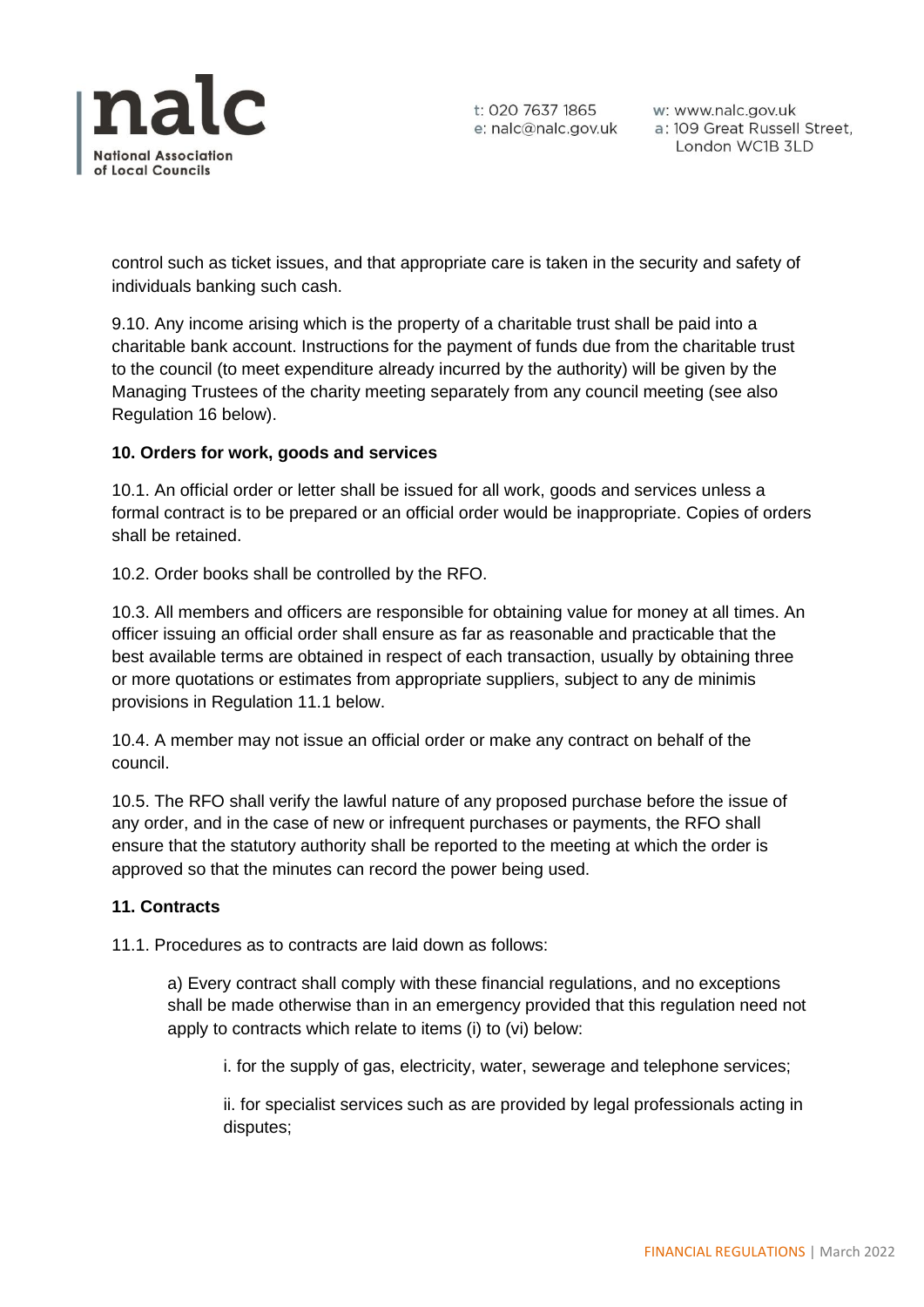control such as ticket issues, and that appropriate care is taken in the security and safety of individuals banking such cash.

9.10. Any income arising which is the property of a charitable trust shall be paid into a charitable bank account. Instructions for the payment of funds due from the charitable trust to the council (to meet expenditure already incurred by the authority) will be given by the Managing Trustees of the charity meeting separately from any council meeting (see also Regulation 16 below).

**10. Orders for work, goods and services**

10.1. An official order or letter shall be issued for all work, goods and services unless a formal contract is to be prepared or an official order would be inappropriate. Copies of orders shall be retained.

10.2. Order books shall be controlled by the RFO.

10.3. All members and officers are responsible for obtaining value for money at all times. An officer issuing an official order shall ensure as far as reasonable and practicable that the best available terms are obtained in respect of each transaction, usually by obtaining three or more quotations or estimates from appropriate suppliers, subject to any de minimis provisions in Regulation 11.1 below.

10.4. A member may not issue an official order or make any contract on behalf of the council.

10.5. The RFO shall verify the lawful nature of any proposed purchase before the issue of any order, and in the case of new or infrequent purchases or payments, the RFO shall ensure that the statutory authority shall be reported to the meeting at which the order is approved so that the minutes can record the power being used.

**11. Contracts**

11.1. Procedures as to contracts are laid down as follows:

> a) Every contract shall comply with these financial regulations, and no exceptions shall be made otherwise than in an emergency provided that this regulation need not apply to contracts which relate to items (i) to (vi) below:
>
> > i. for the supply of gas, electricity, water, sewerage and telephone services;
> >
> > ii. for specialist services such as are provided by legal professionals acting in disputes;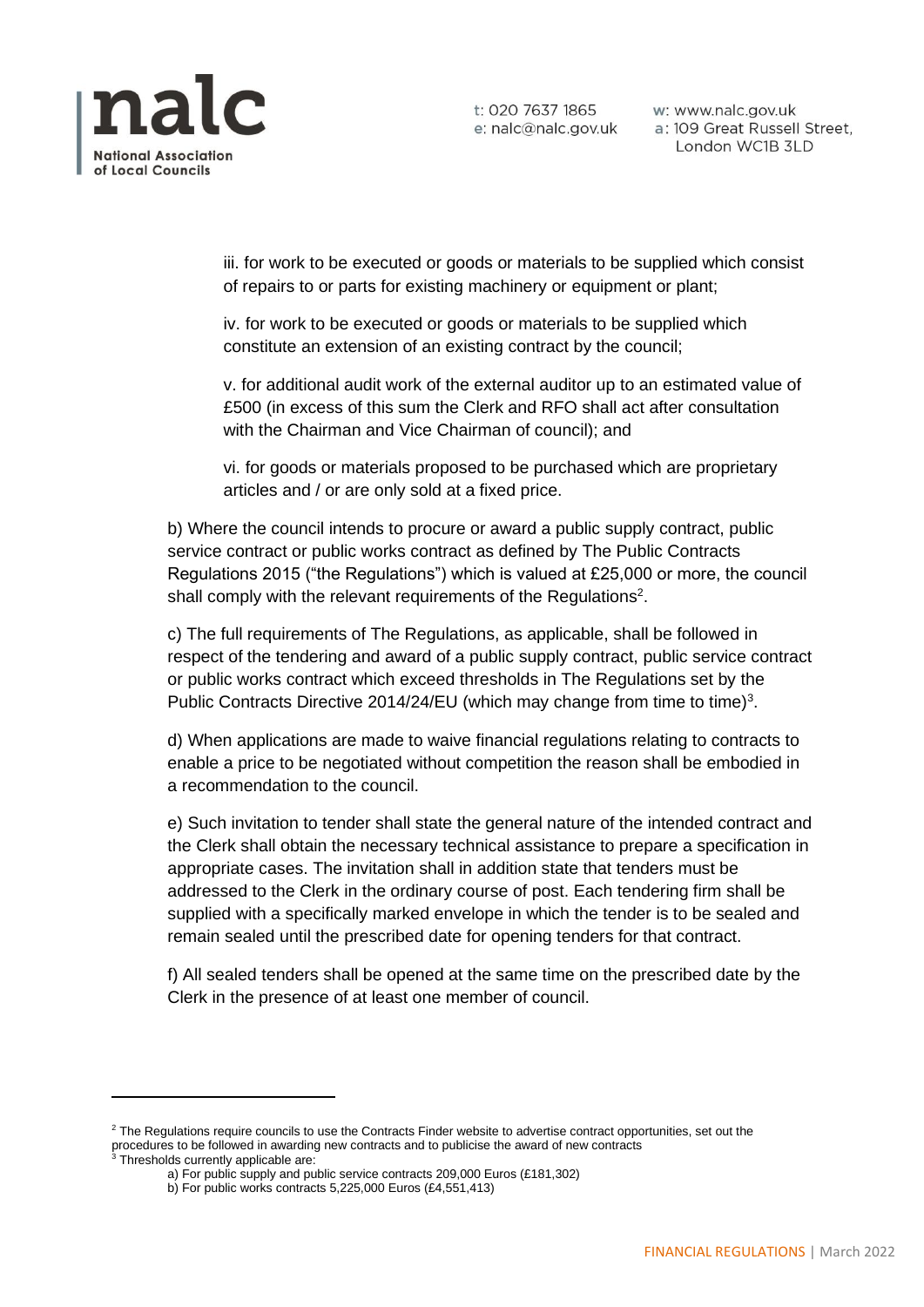iii. for work to be executed or goods or materials to be supplied which consist of repairs to or parts for existing machinery or equipment or plant;

iv. for work to be executed or goods or materials to be supplied which constitute an extension of an existing contract by the council;

v. for additional audit work of the external auditor up to an estimated value of £500 (in excess of this sum the Clerk and RFO shall act after consultation with the Chairman and Vice Chairman of council); and

vi. for goods or materials proposed to be purchased which are proprietary articles and / or are only sold at a fixed price.

b) Where the council intends to procure or award a public supply contract, public service contract or public works contract as defined by The Public Contracts Regulations 2015 ("the Regulations") which is valued at £25,000 or more, the council shall comply with the relevant requirements of the Regulations[2].

c) The full requirements of The Regulations, as applicable, shall be followed in respect of the tendering and award of a public supply contract, public service contract or public works contract which exceed thresholds in The Regulations set by the Public Contracts Directive 2014/24/EU (which may change from time to time)[3].

d) When applications are made to waive financial regulations relating to contracts to enable a price to be negotiated without competition the reason shall be embodied in a recommendation to the council.

e) Such invitation to tender shall state the general nature of the intended contract and the Clerk shall obtain the necessary technical assistance to prepare a specification in appropriate cases. The invitation shall in addition state that tenders must be addressed to the Clerk in the ordinary course of post. Each tendering firm shall be supplied with a specifically marked envelope in which the tender is to be sealed and remain sealed until the prescribed date for opening tenders for that contract.

f) All sealed tenders shall be opened at the same time on the prescribed date by the Clerk in the presence of at least one member of council.

---

[2] The Regulations require councils to use the Contracts Finder website to advertise contract opportunities, set out the procedures to be followed in awarding new contracts and to publicise the award of new contracts

[3] Thresholds currently applicable are:

a) For public supply and public service contracts 209,000 Euros (£181,302)

b) For public works contracts 5,225,000 Euros (£4,551,413)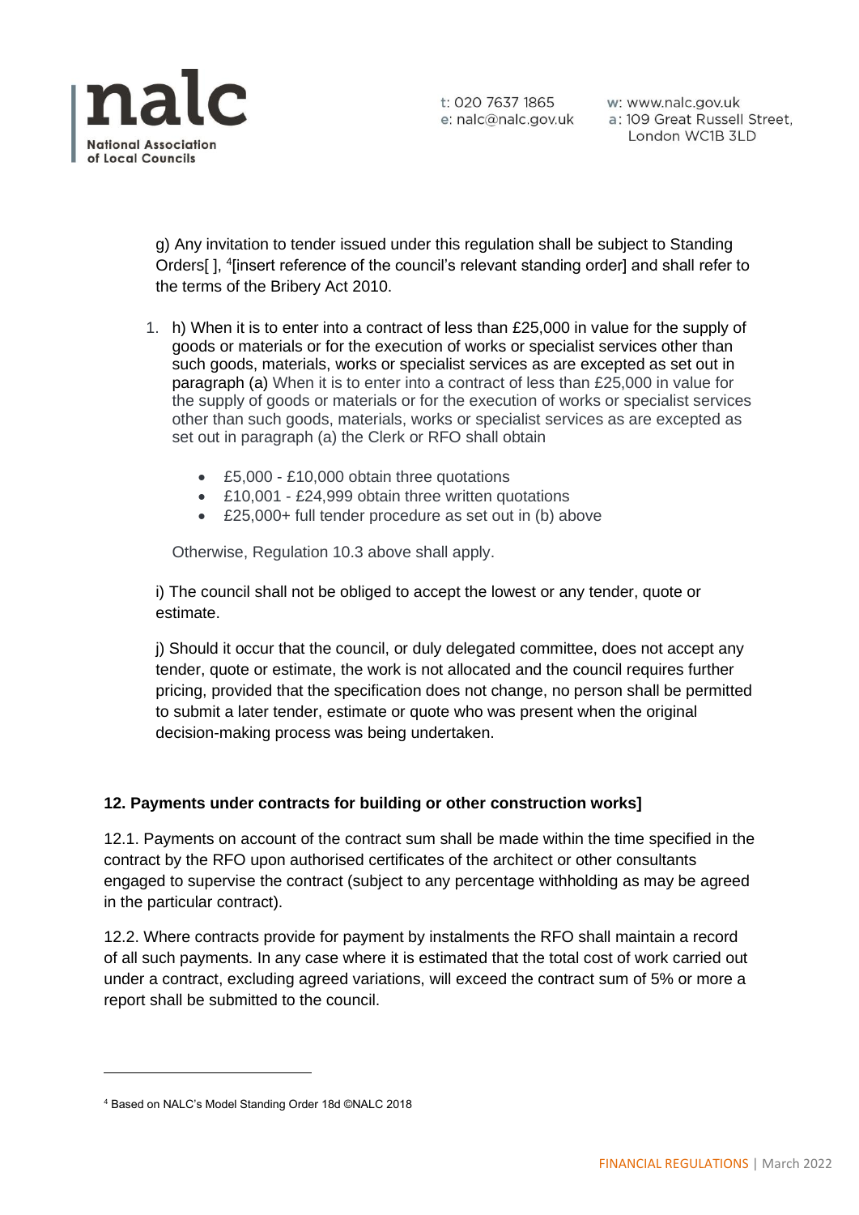g) Any invitation to tender issued under this regulation shall be subject to Standing Orders[ ], [4][insert reference of the council's relevant standing order] and shall refer to the terms of the Bribery Act 2010.

1. h) When it is to enter into a contract of less than £25,000 in value for the supply of goods or materials or for the execution of works or specialist services other than such goods, materials, works or specialist services as are excepted as set out in paragraph (a) When it is to enter into a contract of less than £25,000 in value for the supply of goods or materials or for the execution of works or specialist services other than such goods, materials, works or specialist services as are excepted as set out in paragraph (a) the Clerk or RFO shall obtain

   - £5,000 - £10,000 obtain three quotations
   - £10,001 - £24,999 obtain three written quotations
   - £25,000+ full tender procedure as set out in (b) above

   Otherwise, Regulation 10.3 above shall apply.

i) The council shall not be obliged to accept the lowest or any tender, quote or estimate.

j) Should it occur that the council, or duly delegated committee, does not accept any tender, quote or estimate, the work is not allocated and the council requires further pricing, provided that the specification does not change, no person shall be permitted to submit a later tender, estimate or quote who was present when the original decision-making process was being undertaken.

**12. Payments under contracts for building or other construction works]**

12.1. Payments on account of the contract sum shall be made within the time specified in the contract by the RFO upon authorised certificates of the architect or other consultants engaged to supervise the contract (subject to any percentage withholding as may be agreed in the particular contract).

12.2. Where contracts provide for payment by instalments the RFO shall maintain a record of all such payments. In any case where it is estimated that the total cost of work carried out under a contract, excluding agreed variations, will exceed the contract sum of 5% or more a report shall be submitted to the council.

---

[4] Based on NALC's Model Standing Order 18d ©NALC 2018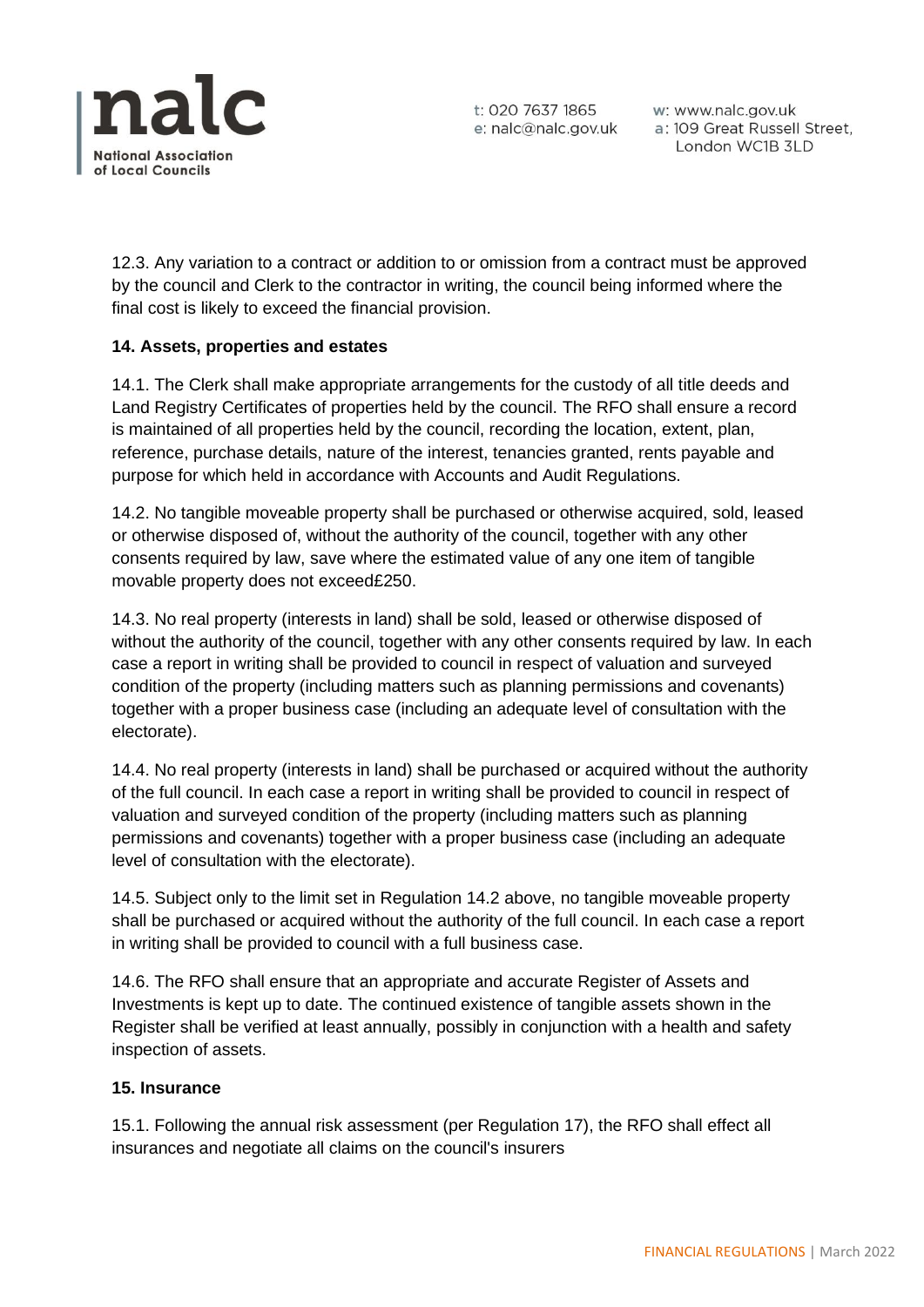12.3. Any variation to a contract or addition to or omission from a contract must be approved by the council and Clerk to the contractor in writing, the council being informed where the final cost is likely to exceed the financial provision.

**14. Assets, properties and estates**

14.1. The Clerk shall make appropriate arrangements for the custody of all title deeds and Land Registry Certificates of properties held by the council. The RFO shall ensure a record is maintained of all properties held by the council, recording the location, extent, plan, reference, purchase details, nature of the interest, tenancies granted, rents payable and purpose for which held in accordance with Accounts and Audit Regulations.

14.2. No tangible moveable property shall be purchased or otherwise acquired, sold, leased or otherwise disposed of, without the authority of the council, together with any other consents required by law, save where the estimated value of any one item of tangible movable property does not exceed£250.

14.3. No real property (interests in land) shall be sold, leased or otherwise disposed of without the authority of the council, together with any other consents required by law. In each case a report in writing shall be provided to council in respect of valuation and surveyed condition of the property (including matters such as planning permissions and covenants) together with a proper business case (including an adequate level of consultation with the electorate).

14.4. No real property (interests in land) shall be purchased or acquired without the authority of the full council. In each case a report in writing shall be provided to council in respect of valuation and surveyed condition of the property (including matters such as planning permissions and covenants) together with a proper business case (including an adequate level of consultation with the electorate).

14.5. Subject only to the limit set in Regulation 14.2 above, no tangible moveable property shall be purchased or acquired without the authority of the full council. In each case a report in writing shall be provided to council with a full business case.

14.6. The RFO shall ensure that an appropriate and accurate Register of Assets and Investments is kept up to date. The continued existence of tangible assets shown in the Register shall be verified at least annually, possibly in conjunction with a health and safety inspection of assets.

**15. Insurance**

15.1. Following the annual risk assessment (per Regulation 17), the RFO shall effect all insurances and negotiate all claims on the council's insurers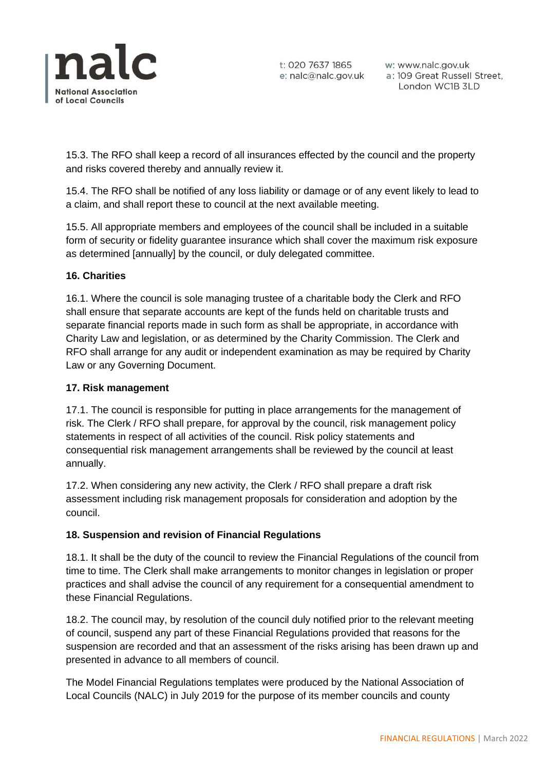15.3. The RFO shall keep a record of all insurances effected by the council and the property and risks covered thereby and annually review it.

15.4. The RFO shall be notified of any loss liability or damage or of any event likely to lead to a claim, and shall report these to council at the next available meeting.

15.5. All appropriate members and employees of the council shall be included in a suitable form of security or fidelity guarantee insurance which shall cover the maximum risk exposure as determined [annually] by the council, or duly delegated committee.

**16. Charities**

16.1. Where the council is sole managing trustee of a charitable body the Clerk and RFO shall ensure that separate accounts are kept of the funds held on charitable trusts and separate financial reports made in such form as shall be appropriate, in accordance with Charity Law and legislation, or as determined by the Charity Commission. The Clerk and RFO shall arrange for any audit or independent examination as may be required by Charity Law or any Governing Document.

**17. Risk management**

17.1. The council is responsible for putting in place arrangements for the management of risk. The Clerk / RFO shall prepare, for approval by the council, risk management policy statements in respect of all activities of the council. Risk policy statements and consequential risk management arrangements shall be reviewed by the council at least annually.

17.2. When considering any new activity, the Clerk / RFO shall prepare a draft risk assessment including risk management proposals for consideration and adoption by the council.

**18. Suspension and revision of Financial Regulations**

18.1. It shall be the duty of the council to review the Financial Regulations of the council from time to time. The Clerk shall make arrangements to monitor changes in legislation or proper practices and shall advise the council of any requirement for a consequential amendment to these Financial Regulations.

18.2. The council may, by resolution of the council duly notified prior to the relevant meeting of council, suspend any part of these Financial Regulations provided that reasons for the suspension are recorded and that an assessment of the risks arising has been drawn up and presented in advance to all members of council.

The Model Financial Regulations templates were produced by the National Association of Local Councils (NALC) in July 2019 for the purpose of its member councils and county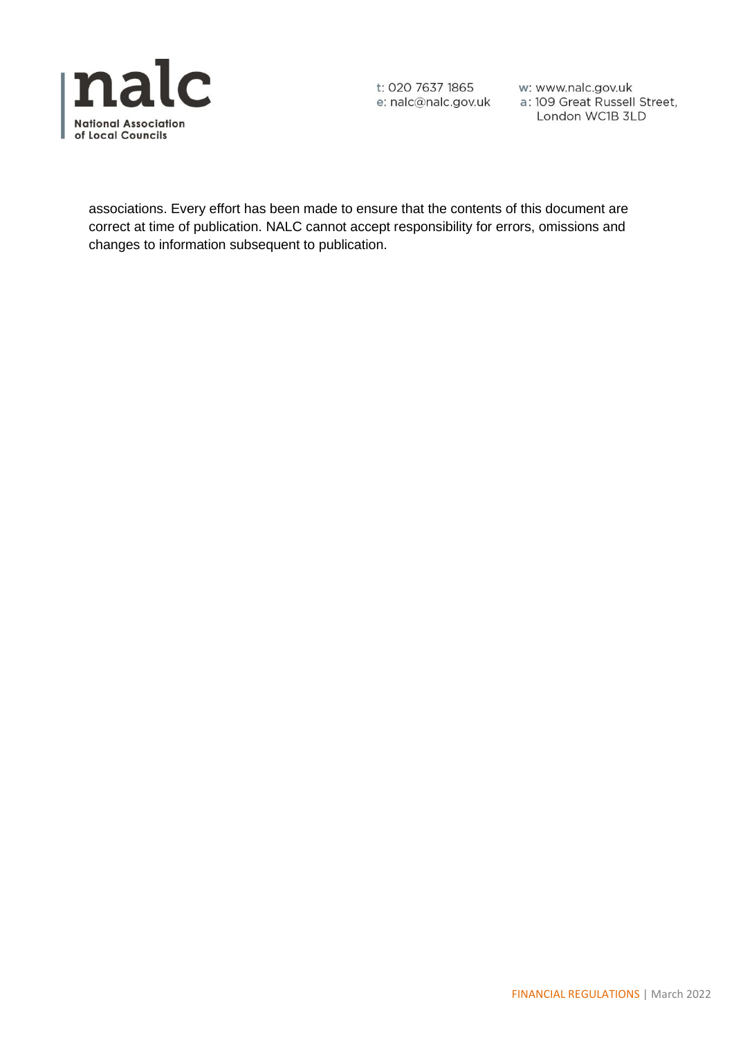associations. Every effort has been made to ensure that the contents of this document are correct at time of publication. NALC cannot accept responsibility for errors, omissions and changes to information subsequent to publication.